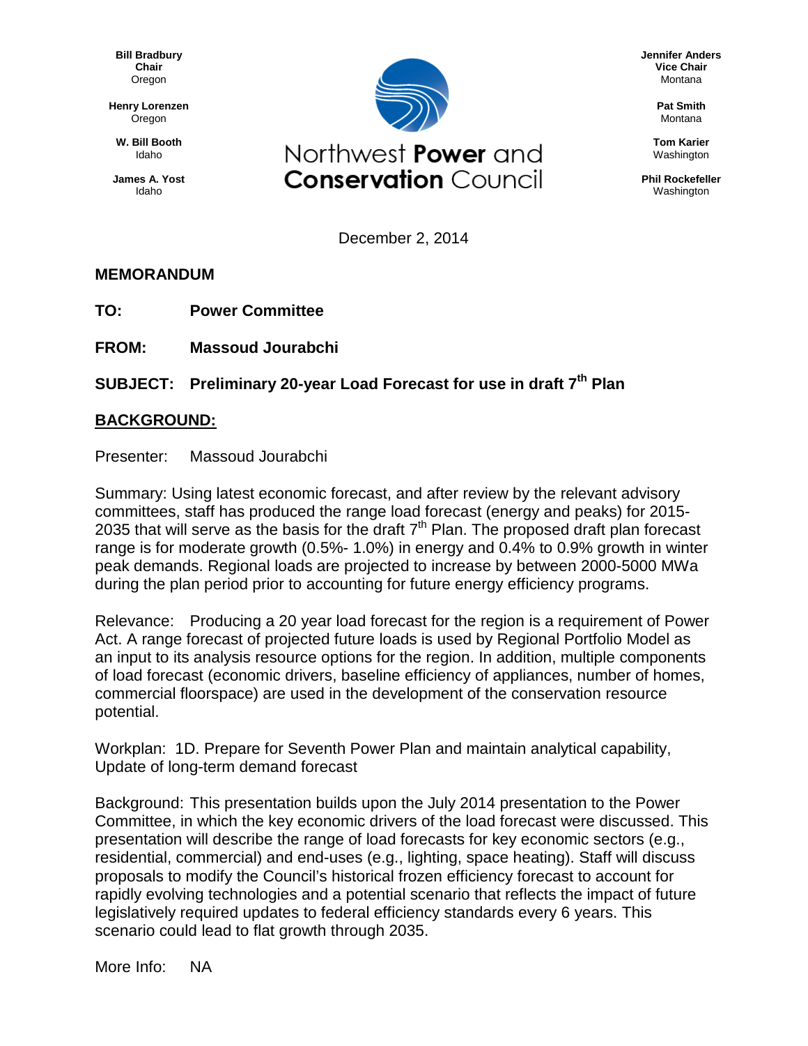**Bill Bradbury**
**Chair**
Oregon

**Henry Lorenzen**
Oregon

**W. Bill Booth**
Idaho

**James A. Yost**
Idaho

# Northwest **Power** and **Conservation** Council

**Jennifer Anders**
**Vice Chair**
Montana

**Pat Smith**
Montana

**Tom Karier**
Washington

**Phil Rockefeller**
Washington

December 2, 2014

## MEMORANDUM

**TO:** **Power Committee**

**FROM:** **Massoud Jourabchi**

**SUBJECT:** **Preliminary 20-year Load Forecast for use in draft 7th Plan**

## BACKGROUND:

Presenter: Massoud Jourabchi

Summary: Using latest economic forecast, and after review by the relevant advisory committees, staff has produced the range load forecast (energy and peaks) for 2015-2035 that will serve as the basis for the draft 7th Plan. The proposed draft plan forecast range is for moderate growth (0.5%- 1.0%) in energy and 0.4% to 0.9% growth in winter peak demands. Regional loads are projected to increase by between 2000-5000 MWa during the plan period prior to accounting for future energy efficiency programs.

Relevance: Producing a 20 year load forecast for the region is a requirement of Power Act. A range forecast of projected future loads is used by Regional Portfolio Model as an input to its analysis resource options for the region. In addition, multiple components of load forecast (economic drivers, baseline efficiency of appliances, number of homes, commercial floorspace) are used in the development of the conservation resource potential.

Workplan: 1D. Prepare for Seventh Power Plan and maintain analytical capability, Update of long-term demand forecast

Background: This presentation builds upon the July 2014 presentation to the Power Committee, in which the key economic drivers of the load forecast were discussed. This presentation will describe the range of load forecasts for key economic sectors (e.g., residential, commercial) and end-uses (e.g., lighting, space heating). Staff will discuss proposals to modify the Council's historical frozen efficiency forecast to account for rapidly evolving technologies and a potential scenario that reflects the impact of future legislatively required updates to federal efficiency standards every 6 years. This scenario could lead to flat growth through 2035.

More Info: NA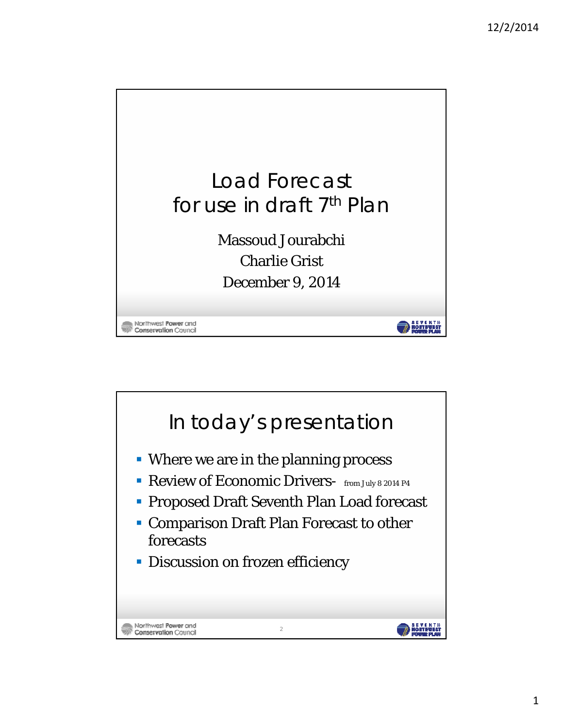# Load Forecast for use in draft 7th Plan

Massoud Jourabchi
Charlie Grist
December 9, 2014

## In today's presentation

- Where we are in the planning process
- Review of Economic Drivers- from July 8 2014 P4
- Proposed Draft Seventh Plan Load forecast
- Comparison Draft Plan Forecast to other forecasts
- Discussion on frozen efficiency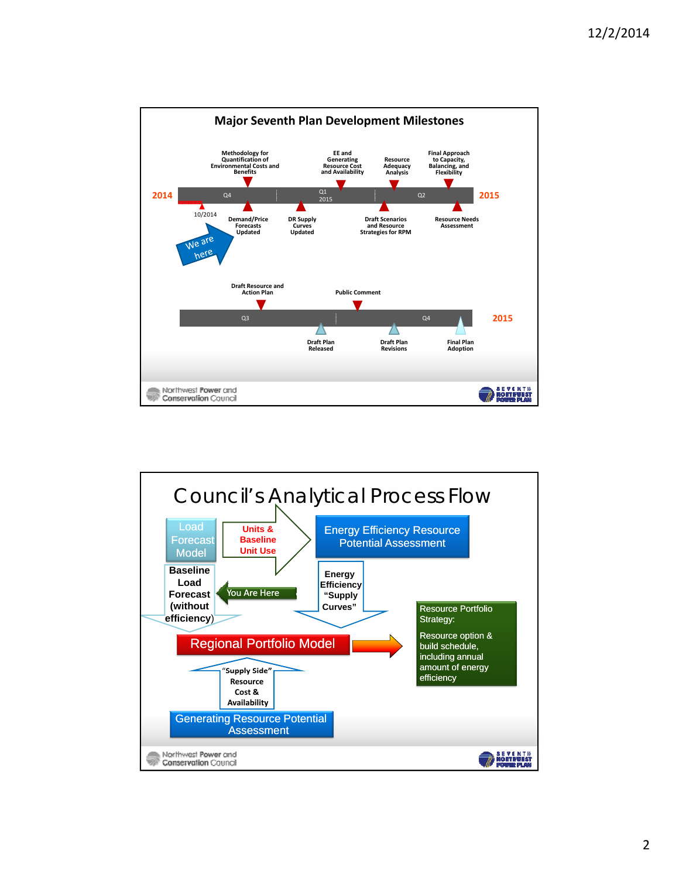## Major Seventh Plan Development Milestones

**2014** — Q4 — Q1 2015 — Q2 — **2015**

Above timeline:
- Methodology for Quantification of Environmental Costs and Benefits
- EE and Generating Resource Cost and Availability
- Resource Adequacy Analysis
- Final Approach to Capacity, Balancing, and Flexibility

Below timeline:
- 10/2014
- Demand/Price Forecasts Updated
- DR Supply Curves Updated
- Draft Scenarios and Resource Strategies for RPM
- Resource Needs Assessment

We are here

Q3 — Q4 — **2015**

Above timeline:
- Draft Resource and Action Plan
- Public Comment

Below timeline:
- Draft Plan Released
- Draft Plan Revisions
- Final Plan Adoption

Northwest Power and Conservation Council

SEVENTH NORTHWEST POWER PLAN

## Council's Analytical Process Flow

- Load Forecast Model
- Units & Baseline Unit Use
- Energy Efficiency Resource Potential Assessment
- Baseline Load Forecast (without efficiency)
- You Are Here
- Energy Efficiency "Supply Curves"
- Regional Portfolio Model
- Resource Portfolio Strategy:

  Resource option & build schedule, including annual amount of energy efficiency
- "Supply Side" Resource Cost & Availability
- Generating Resource Potential Assessment

Northwest Power and Conservation Council

SEVENTH NORTHWEST POWER PLAN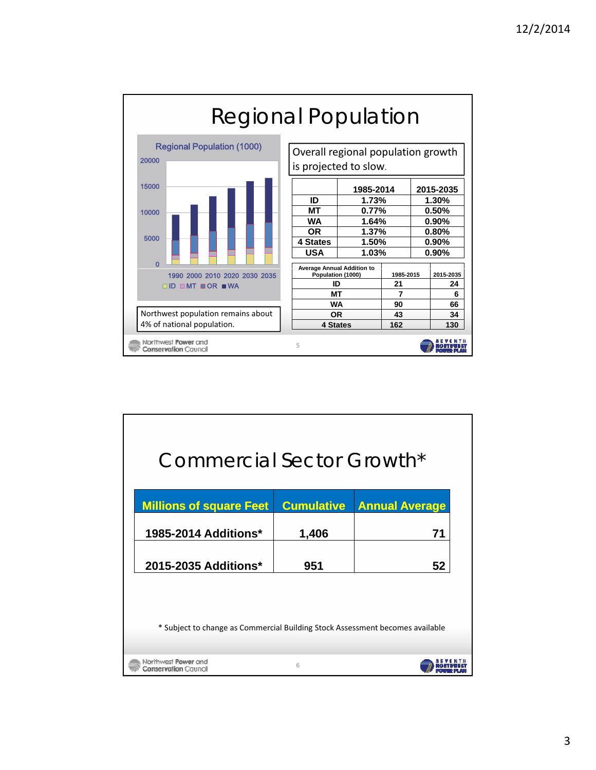# Regional Population

**Regional Population (1000)**

| | 1990 | 2000 | 2010 | 2020 | 2030 | 2035 |
|---|---|---|---|---|---|---|

Legend: ID, MT, OR, WA

Overall regional population growth is projected to slow.

| | 1985-2014 | 2015-2035 |
|---|---|---|
| ID | 1.73% | 1.30% |
| MT | 0.77% | 0.50% |
| WA | 1.64% | 0.90% |
| OR | 1.37% | 0.80% |
| 4 States | 1.50% | 0.90% |
| USA | 1.03% | 0.90% |

| Average Annual Addition to Population (1000) | 1985-2015 | 2015-2035 |
|---|---|---|
| ID | 21 | 24 |
| MT | 7 | 6 |
| WA | 90 | 66 |
| OR | 43 | 34 |
| 4 States | 162 | 130 |

Northwest population remains about 4% of national population.

# Commercial Sector Growth*

| Millions of square Feet | Cumulative | Annual Average |
|---|---|---|
| 1985-2014 Additions* | 1,406 | 71 |
| 2015-2035 Additions* | 951 | 52 |

* Subject to change as Commercial Building Stock Assessment becomes available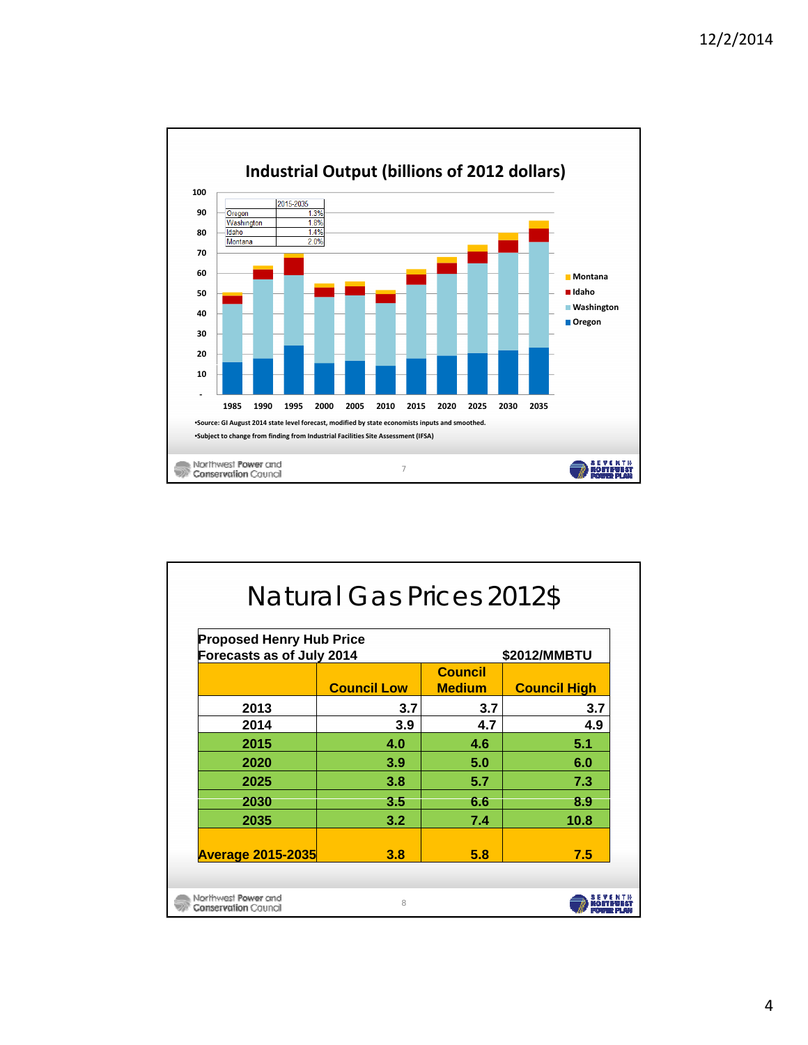## Industrial Output (billions of 2012 dollars)

| | 2015-2035 |
|---|---|
| Oregon | 1.3% |
| Washington | 1.8% |
| Idaho | 1.4% |
| Montana | 2.0% |

•Source: GI August 2014 state level forecast, modified by state economists inputs and smoothed.

•Subject to change from finding from Industrial Facilities Site Assessment (IFSA)

## Natural Gas Prices 2012$

| Proposed Henry Hub Price Forecasts as of July 2014 | | | $2012/MMBTU |
|---|---|---|---|
| | Council Low | Council Medium | Council High |
| 2013 | 3.7 | 3.7 | 3.7 |
| 2014 | 3.9 | 4.7 | 4.9 |
| 2015 | 4.0 | 4.6 | 5.1 |
| 2020 | 3.9 | 5.0 | 6.0 |
| 2025 | 3.8 | 5.7 | 7.3 |
| 2030 | 3.5 | 6.6 | 8.9 |
| 2035 | 3.2 | 7.4 | 10.8 |
| Average 2015-2035 | 3.8 | 5.8 | 7.5 |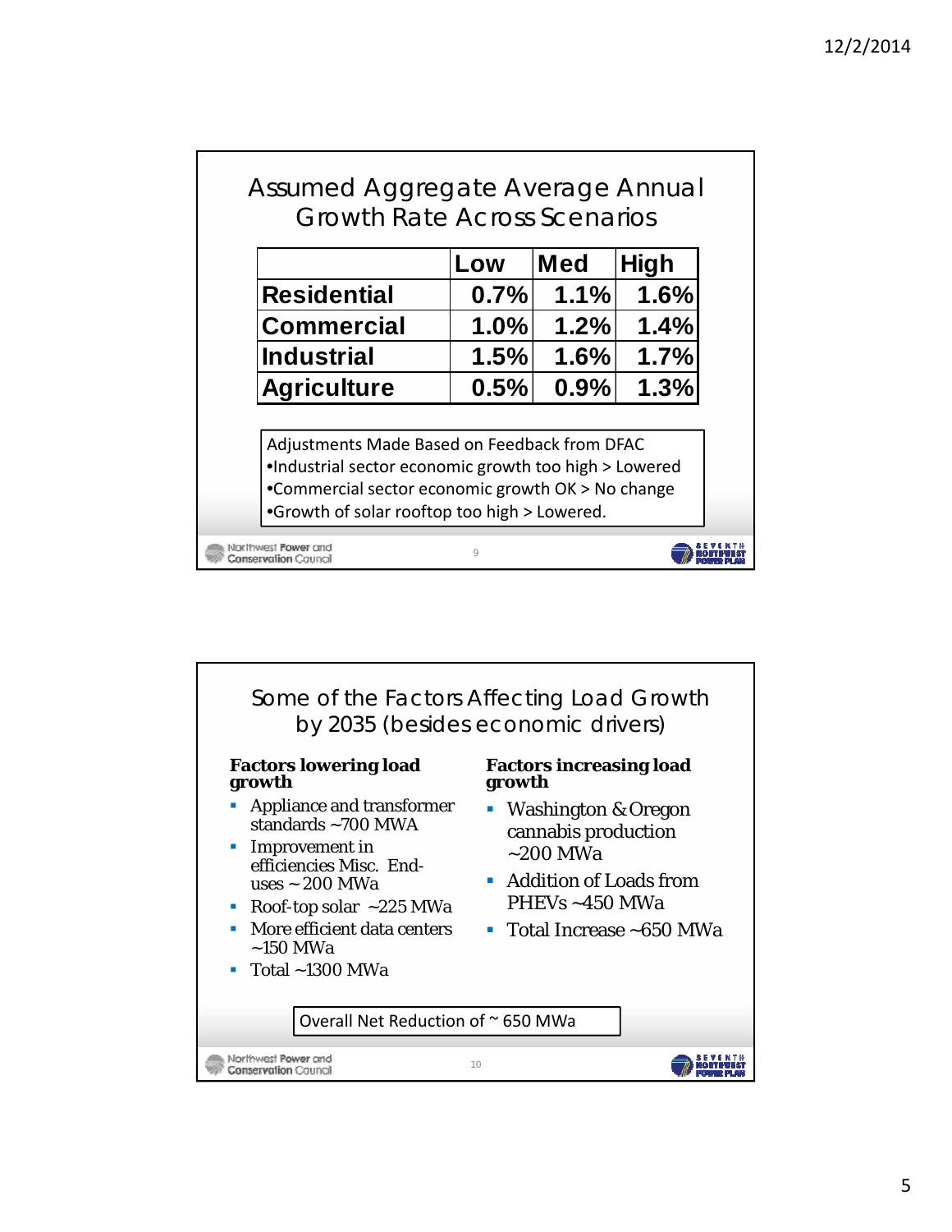## Assumed Aggregate Average Annual Growth Rate Across Scenarios

| | Low | Med | High |
|---|---|---|---|
| **Residential** | 0.7% | 1.1% | 1.6% |
| **Commercial** | 1.0% | 1.2% | 1.4% |
| **Industrial** | 1.5% | 1.6% | 1.7% |
| **Agriculture** | 0.5% | 0.9% | 1.3% |

Adjustments Made Based on Feedback from DFAC

- Industrial sector economic growth too high > Lowered
- Commercial sector economic growth OK > No change
- Growth of solar rooftop too high > Lowered.

## Some of the Factors Affecting Load Growth by 2035 (besides economic drivers)

**Factors lowering load growth**

- Appliance and transformer standards ~700 MWA
- Improvement in efficiencies Misc. End-uses ~ 200 MWa
- Roof-top solar ~225 MWa
- More efficient data centers ~150 MWa
- Total ~1300 MWa

**Factors increasing load growth**

- Washington & Oregon cannabis production ~200 MWa
- Addition of Loads from PHEVs ~450 MWa
- Total Increase ~650 MWa

Overall Net Reduction of ~ 650 MWa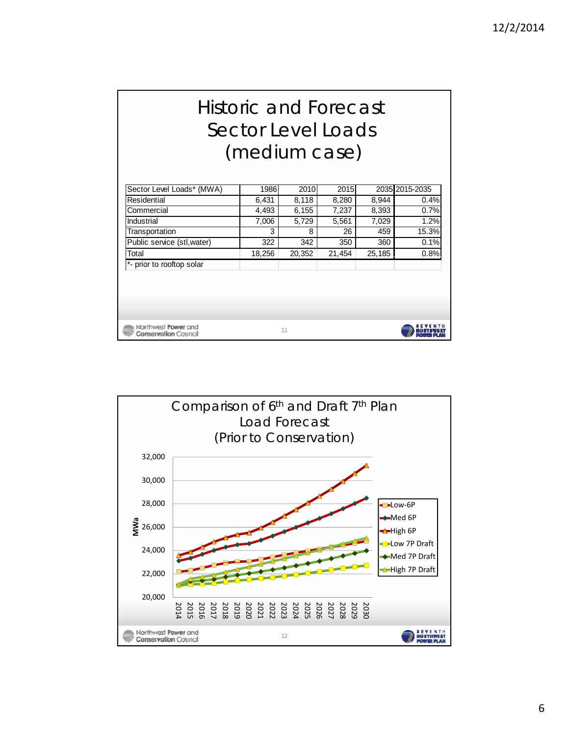# Historic and Forecast Sector Level Loads (medium case)

| Sector Level Loads* (MWA) | 1986 | 2010 | 2015 | 2035 | 2015-2035 |
|---|---|---|---|---|---|
| Residential | 6,431 | 8,118 | 8,280 | 8,944 | 0.4% |
| Commercial | 4,493 | 6,155 | 7,237 | 8,393 | 0.7% |
| Industrial | 7,006 | 5,729 | 5,561 | 7,029 | 1.2% |
| Transportation | 3 | 8 | 26 | 459 | 15.3% |
| Public service (stl,water) | 322 | 342 | 350 | 360 | 0.1% |
| Total | 18,256 | 20,352 | 21,454 | 25,185 | 0.8% |
| *- prior to rooftop solar | | | | | |

# Comparison of 6th and Draft 7th Plan Load Forecast (Prior to Conservation)

MWa: 20,000 – 32,000; Years: 2014 – 2030

Legend: Low-6P, Med 6P, High 6P, Low 7P Draft, Med 7P Draft, High 7P Draft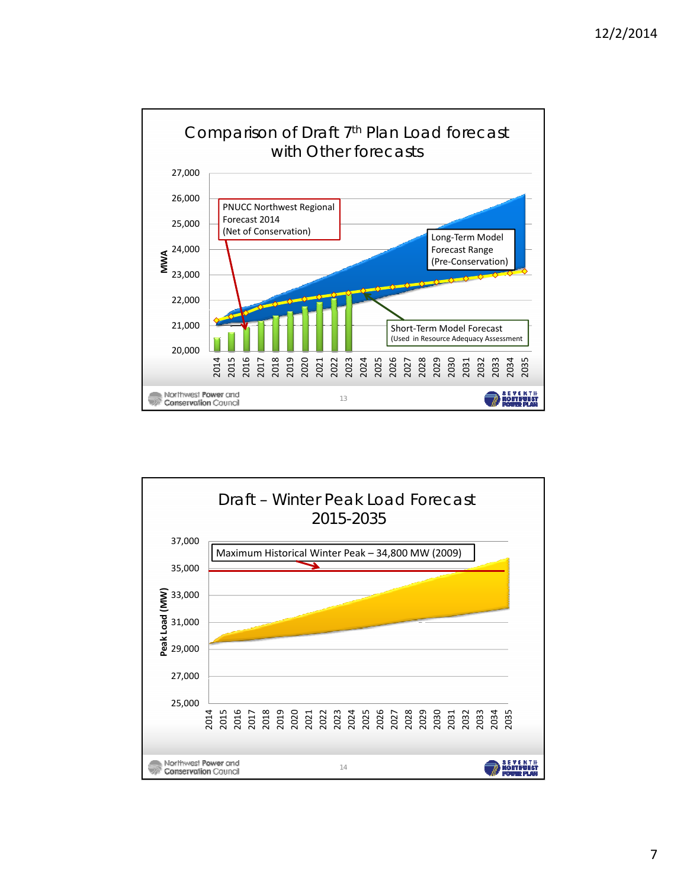## Comparison of Draft 7th Plan Load forecast with Other forecasts

MWA

27,000
26,000
25,000
24,000
23,000
22,000
21,000
20,000

2014 2015 2016 2017 2018 2019 2020 2021 2022 2023 2024 2025 2026 2027 2028 2029 2030 2031 2032 2033 2034 2035

PNUCC Northwest Regional Forecast 2014 (Net of Conservation)

Long-Term Model Forecast Range (Pre-Conservation)

Short-Term Model Forecast (Used in Resource Adequacy Assessment

Northwest Power and Conservation Council

SEVENTH NORTHWEST POWER PLAN

## Draft – Winter Peak Load Forecast 2015-2035

Peak Load (MW)

37,000
35,000
33,000
31,000
29,000
27,000
25,000

2014 2015 2016 2017 2018 2019 2020 2021 2022 2023 2024 2025 2026 2027 2028 2029 2030 2031 2032 2033 2034 2035

Maximum Historical Winter Peak – 34,800 MW (2009)

Northwest Power and Conservation Council

SEVENTH NORTHWEST POWER PLAN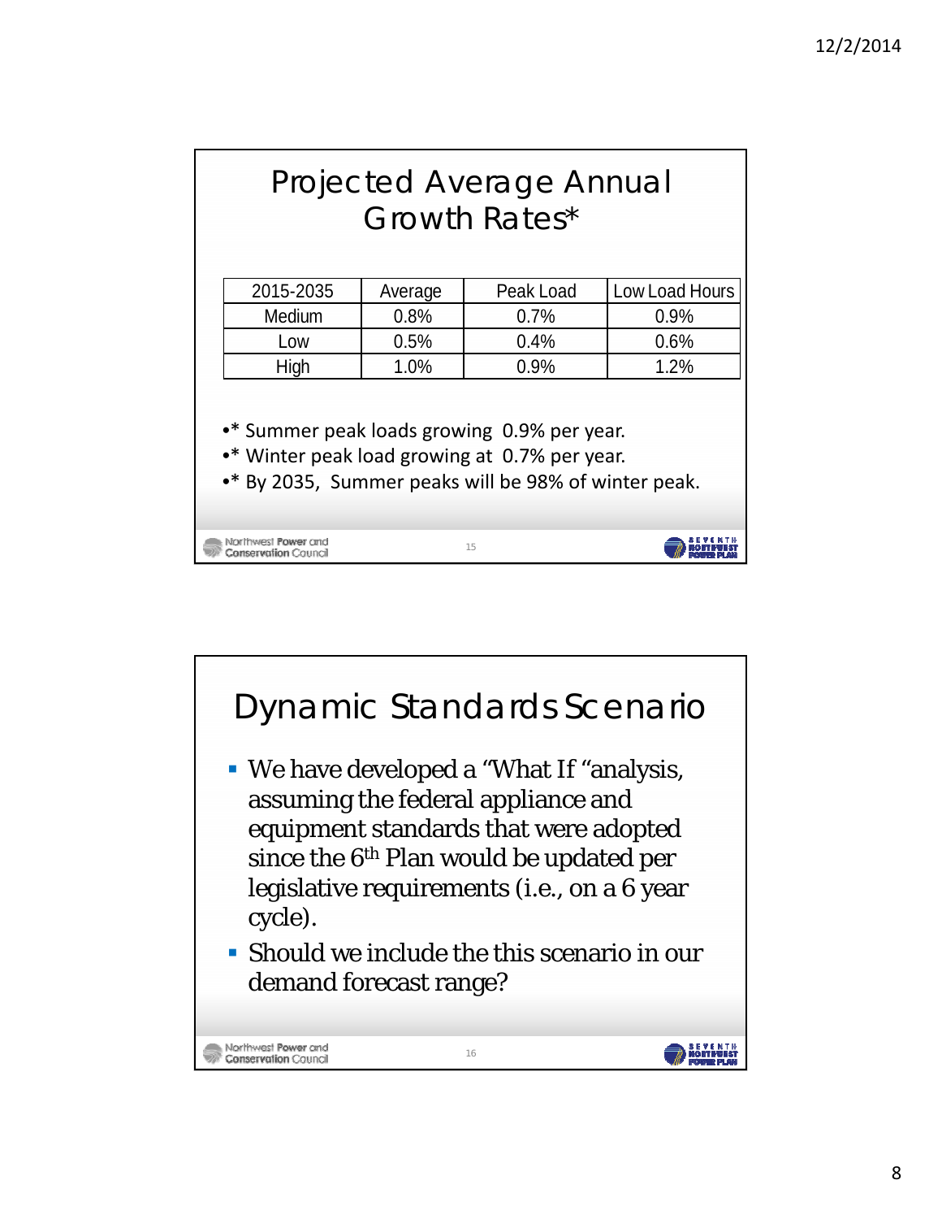# Projected Average Annual Growth Rates*

| 2015-2035 | Average | Peak Load | Low Load Hours |
|---|---|---|---|
| Medium | 0.8% | 0.7% | 0.9% |
| Low | 0.5% | 0.4% | 0.6% |
| High | 1.0% | 0.9% | 1.2% |

- * Summer peak loads growing 0.9% per year.
- * Winter peak load growing at 0.7% per year.
- * By 2035, Summer peaks will be 98% of winter peak.

# Dynamic Standards Scenario

- We have developed a "What If "analysis, assuming the federal appliance and equipment standards that were adopted since the 6th Plan would be updated per legislative requirements (i.e., on a 6 year cycle).
- Should we include the this scenario in our demand forecast range?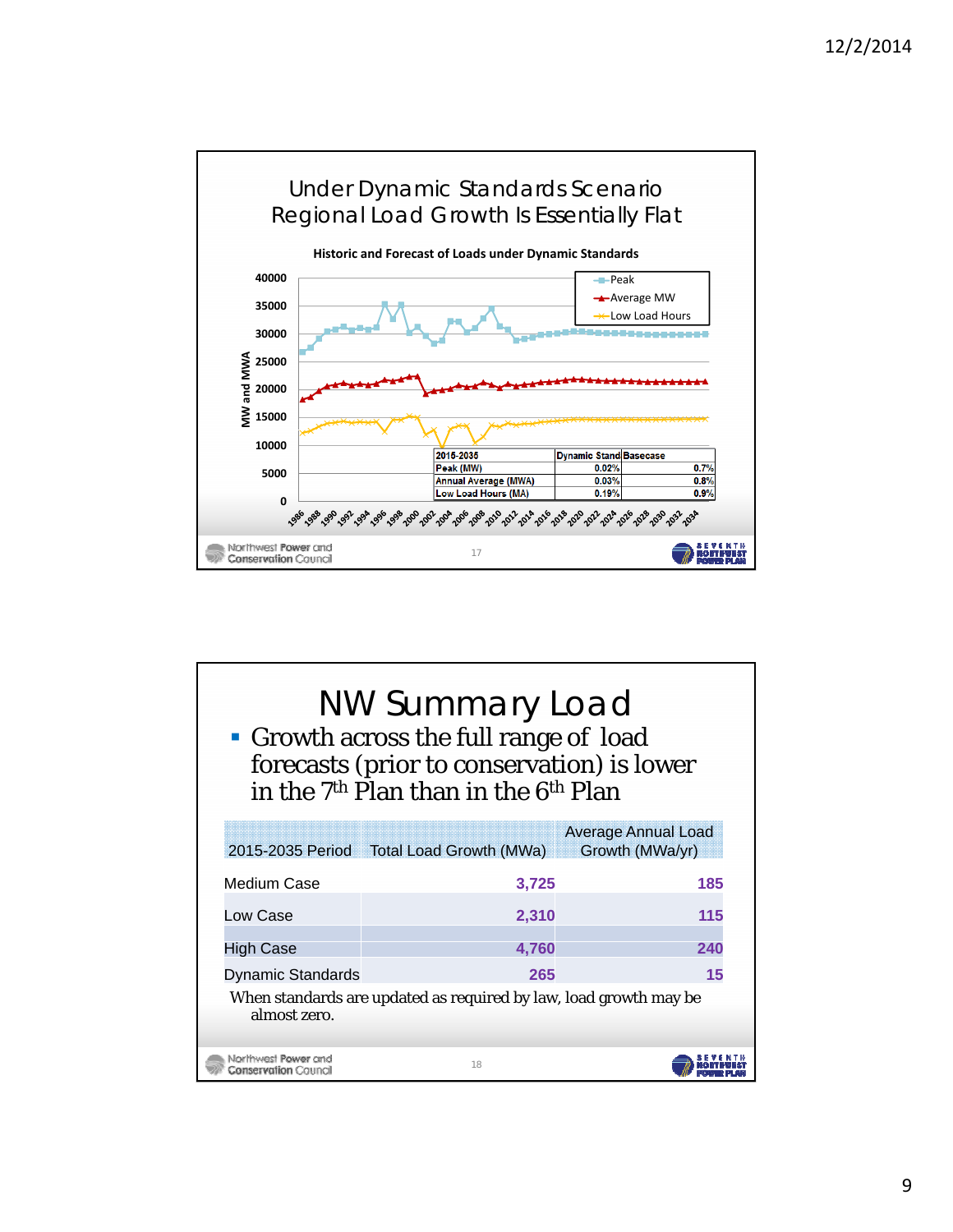## Under Dynamic Standards Scenario Regional Load Growth Is Essentially Flat

**Historic and Forecast of Loads under Dynamic Standards**

| 2015-2035 | Dynamic Stand | Basecase |
|---|---|---|
| Peak (MW) | 0.02% | 0.7% |
| Annual Average (MWA) | 0.03% | 0.8% |
| Low Load Hours (MA) | 0.19% | 0.9% |

## NW Summary Load

- Growth across the full range of load forecasts (prior to conservation) is lower in the 7th Plan than in the 6th Plan

| 2015-2035 Period | Total Load Growth (MWa) | Average Annual Load Growth (MWa/yr) |
|---|---|---|
| Medium Case | 3,725 | 185 |
| Low Case | 2,310 | 115 |
| High Case | 4,760 | 240 |
| Dynamic Standards | 265 | 15 |

When standards are updated as required by law, load growth may be almost zero.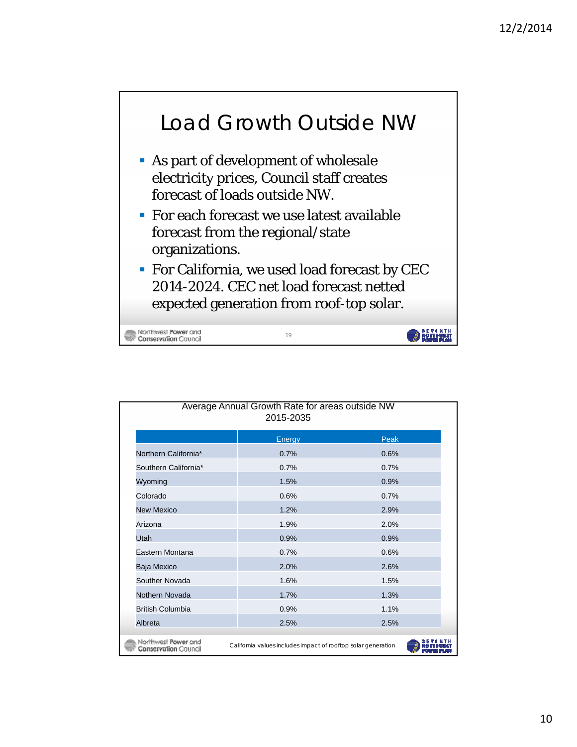# Load Growth Outside NW

- As part of development of wholesale electricity prices, Council staff creates forecast of loads outside NW.
- For each forecast we use latest available forecast from the regional/state organizations.
- For California, we used load forecast by CEC 2014-2024. CEC net load forecast netted expected generation from roof-top solar.

Average Annual Growth Rate for areas outside NW
2015-2035

| | Energy | Peak |
|---|---|---|
| Northern California* | 0.7% | 0.6% |
| Southern California* | 0.7% | 0.7% |
| Wyoming | 1.5% | 0.9% |
| Colorado | 0.6% | 0.7% |
| New Mexico | 1.2% | 2.9% |
| Arizona | 1.9% | 2.0% |
| Utah | 0.9% | 0.9% |
| Eastern Montana | 0.7% | 0.6% |
| Baja Mexico | 2.0% | 2.6% |
| Souther Novada | 1.6% | 1.5% |
| Nothern Novada | 1.7% | 1.3% |
| British Columbia | 0.9% | 1.1% |
| Albreta | 2.5% | 2.5% |

California values includes impact of rooftop solar generation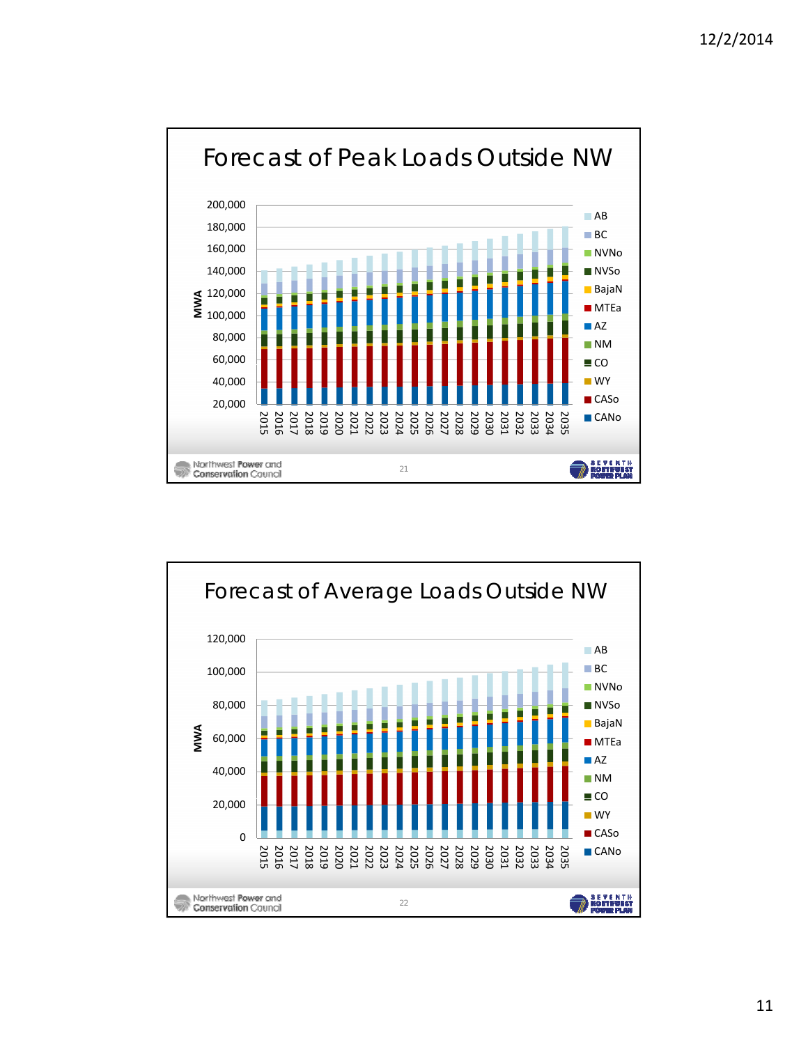# Forecast of Peak Loads Outside NW

MWA

200,000
180,000
160,000
140,000
120,000
100,000
80,000
60,000
40,000
20,000

2015 2016 2017 2018 2019 2020 2021 2022 2023 2024 2025 2026 2027 2028 2029 2030 2031 2032 2033 2034 2035

- AB
- BC
- NVNo
- NVSo
- BajaN
- MTEa
- AZ
- NM
- CO
- WY
- CASo
- CANo

# Forecast of Average Loads Outside NW

MWA

120,000
100,000
80,000
60,000
40,000
20,000
0

2015 2016 2017 2018 2019 2020 2021 2022 2023 2024 2025 2026 2027 2028 2029 2030 2031 2032 2033 2034 2035

- AB
- BC
- NVNo
- NVSo
- BajaN
- MTEa
- AZ
- NM
- CO
- WY
- CASo
- CANo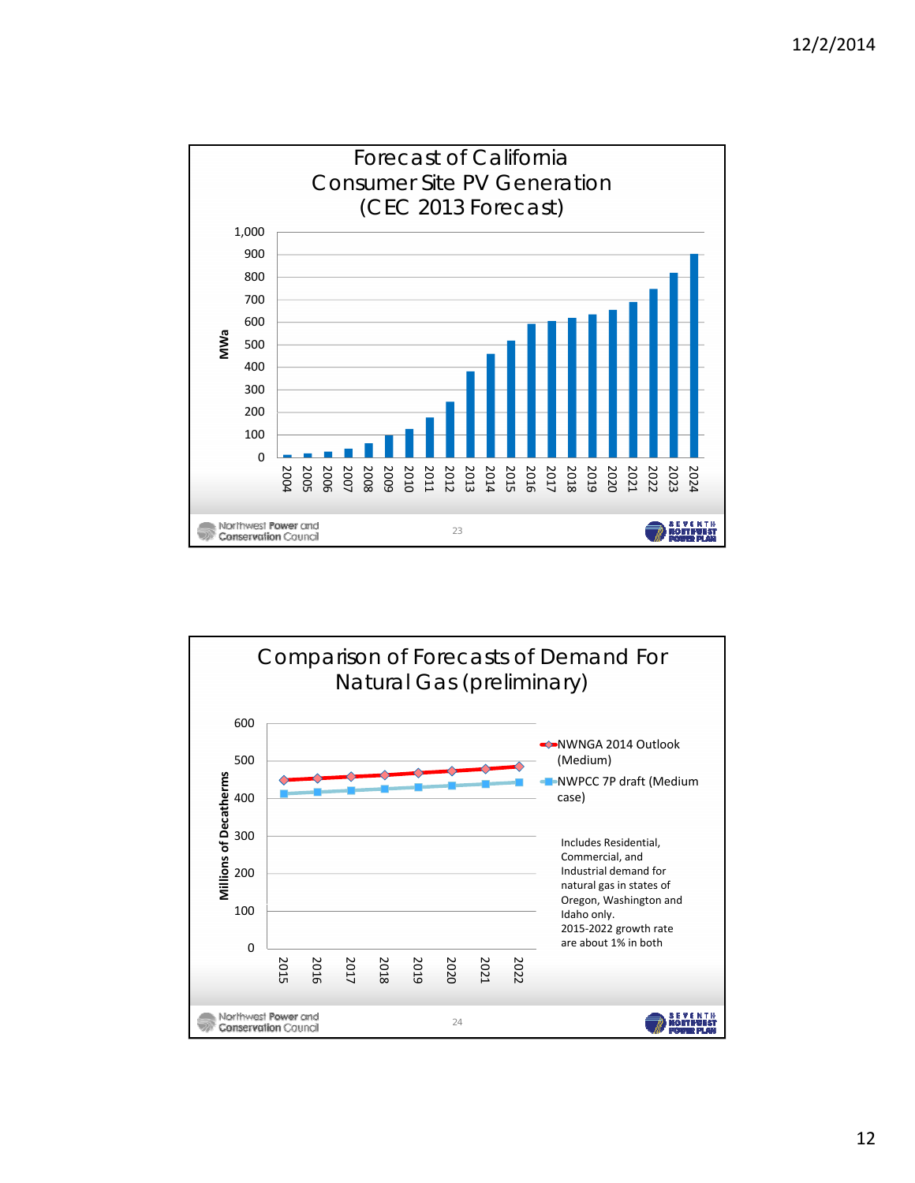## Forecast of California Consumer Site PV Generation (CEC 2013 Forecast)

MWa

| Year | MWa (approx.) |
|---|---|
| 2004 | 10 |
| 2005 | 18 |
| 2006 | 25 |
| 2007 | 38 |
| 2008 | 62 |
| 2009 | 98 |
| 2010 | 125 |
| 2011 | 178 |
| 2012 | 245 |
| 2013 | 380 |
| 2014 | 460 |
| 2015 | 518 |
| 2016 | 592 |
| 2017 | 605 |
| 2018 | 618 |
| 2019 | 632 |
| 2020 | 655 |
| 2021 | 690 |
| 2022 | 748 |
| 2023 | 818 |
| 2024 | 902 |

## Comparison of Forecasts of Demand For Natural Gas (preliminary)

Millions of Decatherms

- NWNGA 2014 Outlook (Medium)
- NWPCC 7P draft (Medium case)

Includes Residential, Commercial, and Industrial demand for natural gas in states of Oregon, Washington and Idaho only.
2015-2022 growth rate are about 1% in both

| Year | NWNGA 2014 Outlook (Medium) (approx.) | NWPCC 7P draft (Medium case) (approx.) |
|---|---|---|
| 2015 | 448 | 412 |
| 2016 | 452 | 416 |
| 2017 | 457 | 420 |
| 2018 | 461 | 425 |
| 2019 | 467 | 429 |
| 2020 | 472 | 433 |
| 2021 | 478 | 438 |
| 2022 | 484 | 443 |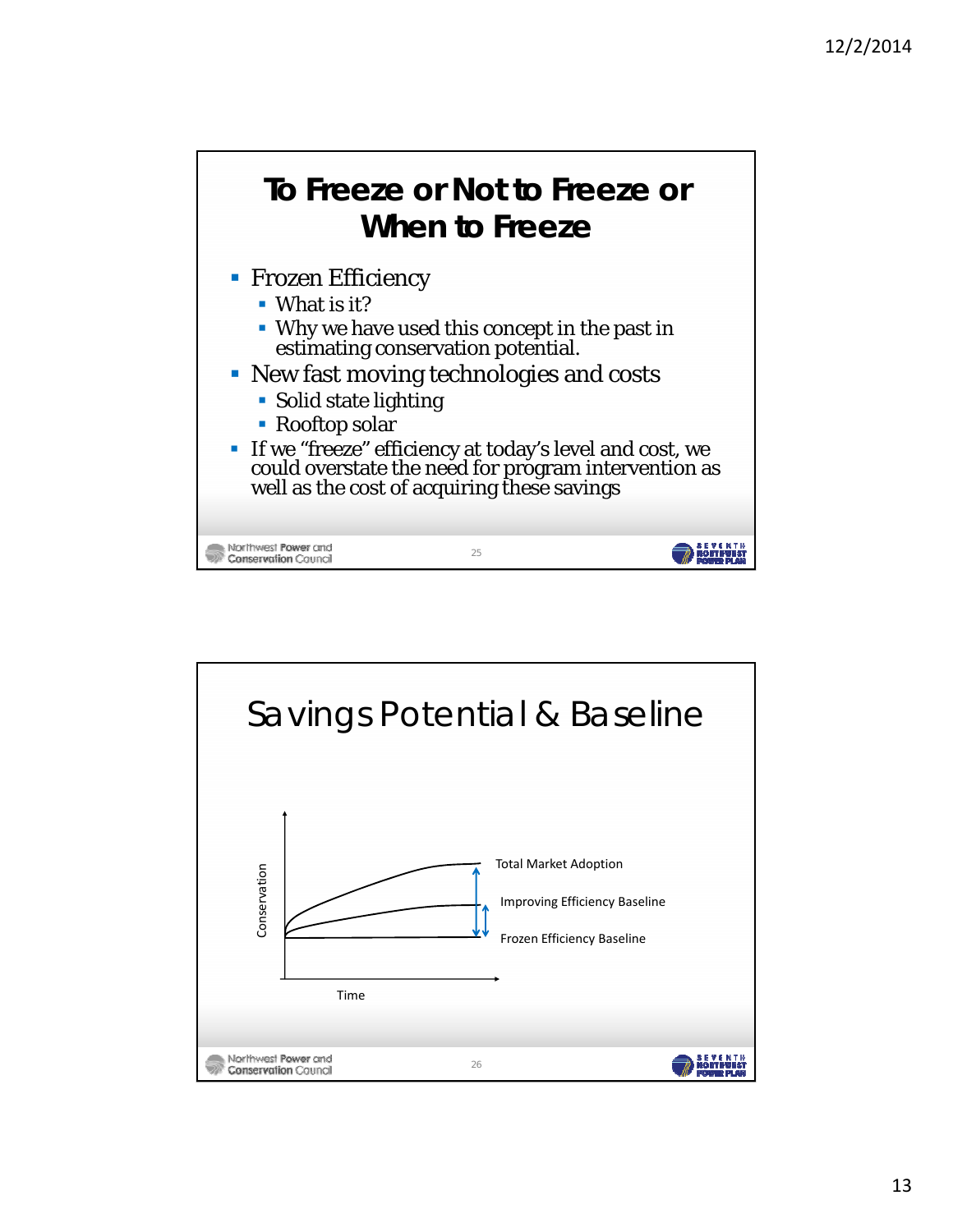# To Freeze or Not to Freeze or When to Freeze

- Frozen Efficiency
  - What is it?
  - Why we have used this concept in the past in estimating conservation potential.
- New fast moving technologies and costs
  - Solid state lighting
  - Rooftop solar
- If we "freeze" efficiency at today's level and cost, we could overstate the need for program intervention as well as the cost of acquiring these savings

# Savings Potential & Baseline

Conservation

Total Market Adoption

Improving Efficiency Baseline

Frozen Efficiency Baseline

Time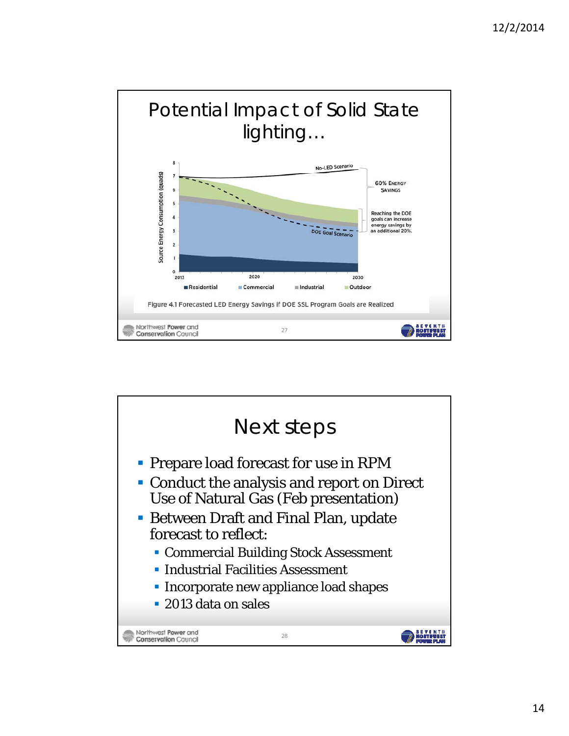## Potential Impact of Solid State lighting…

No-LED Scenario

60% Energy Savings

Reaching the DOE goals can increase energy savings by an additional 20%.

DOE Goal Scenario

Source Energy Consumption (quads)

2013 | 2020 | 2030

Residential | Commercial | Industrial | Outdoor

Figure 4.1 Forecasted LED Energy Savings if DOE SSL Program Goals are Realized

## Next steps

- Prepare load forecast for use in RPM
- Conduct the analysis and report on Direct Use of Natural Gas (Feb presentation)
- Between Draft and Final Plan, update forecast to reflect:
  - Commercial Building Stock Assessment
  - Industrial Facilities Assessment
  - Incorporate new appliance load shapes
  - 2013 data on sales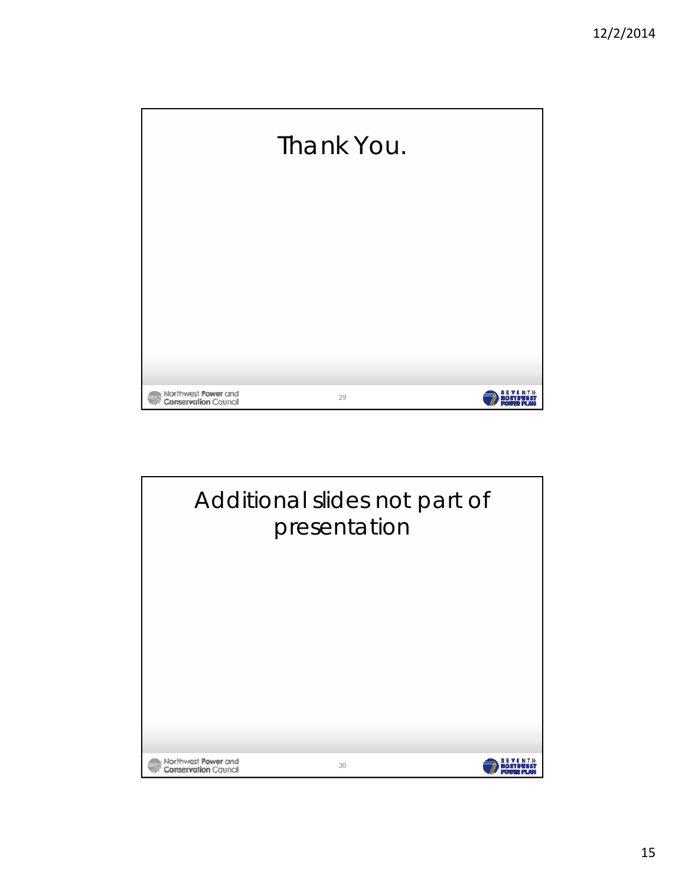# Thank You.

# Additional slides not part of presentation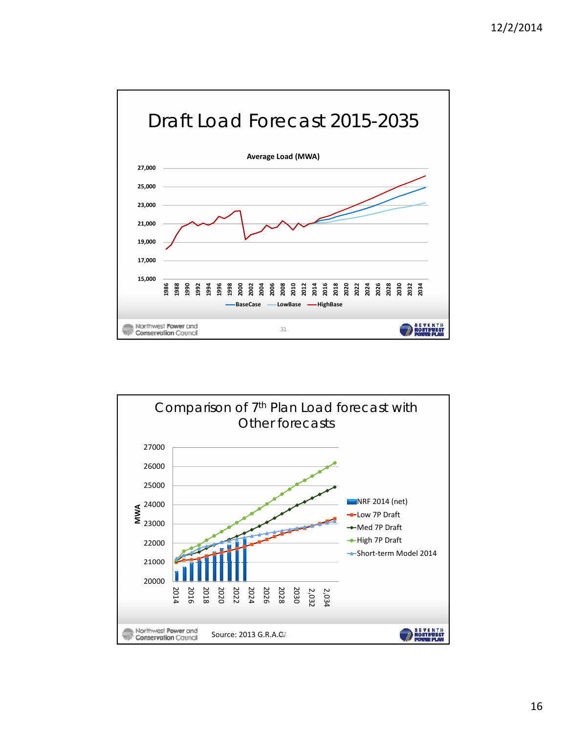# Draft Load Forecast 2015-2035

**Average Load (MWA)**

27,000
25,000
23,000
21,000
19,000
17,000
15,000

1986 1988 1990 1992 1994 1996 1998 2000 2002 2004 2006 2008 2010 2012 2014 2016 2018 2020 2022 2024 2026 2028 2030 2032 2034

BaseCase — LowBase — HighBase

Northwest Power and Conservation Council

# Comparison of 7[th] Plan Load forecast with Other forecasts

MWA

27000
26000
25000
24000
23000
22000
21000
20000

2014 2016 2018 2020 2022 2024 2026 2028 2030 2,032 2,034

- NRF 2014 (net)
- Low 7P Draft
- Med 7P Draft
- High 7P Draft
- Short-term Model 2014

Northwest Power and Conservation Council

Source: 2013 G.R.A.C.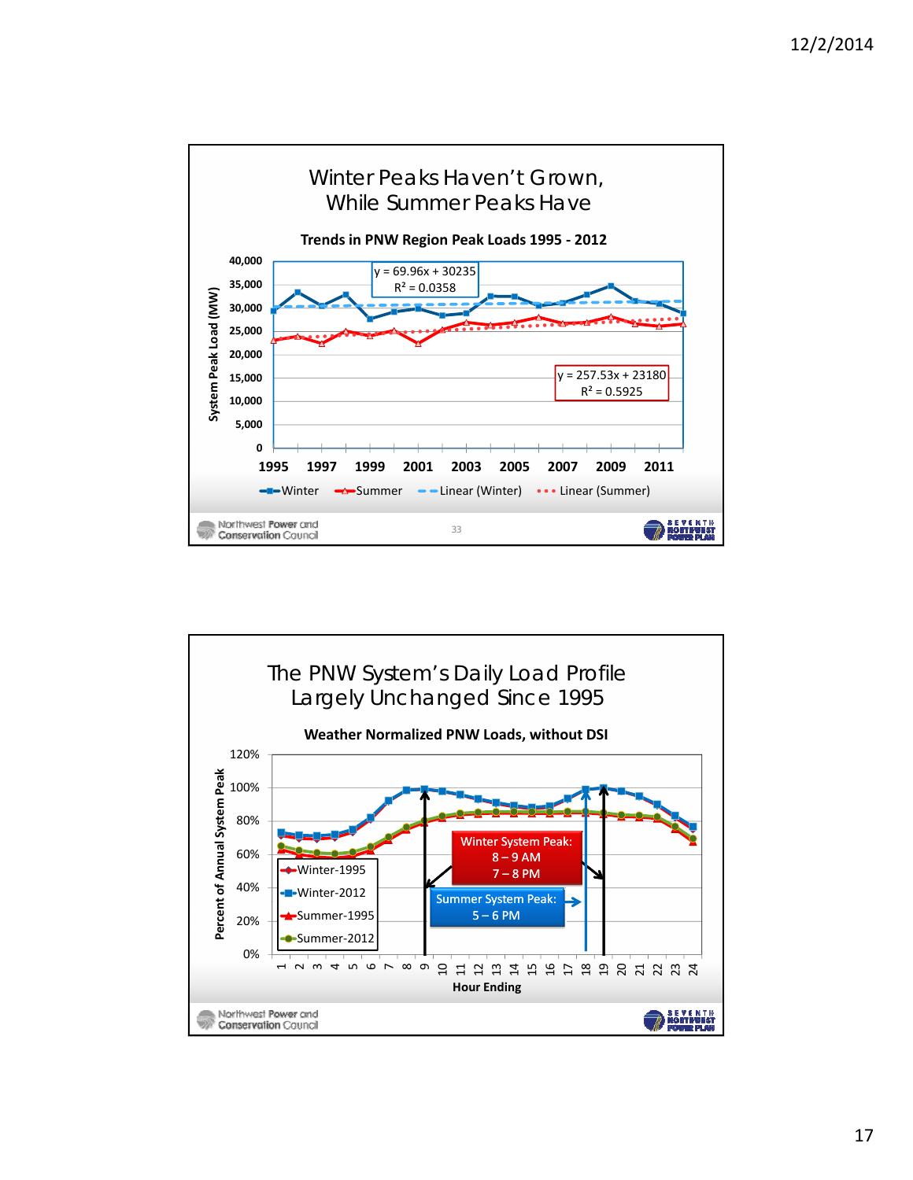## Winter Peaks Haven't Grown, While Summer Peaks Have

**Trends in PNW Region Peak Loads 1995 - 2012**

System Peak Load (MW)

40,000
35,000
30,000
25,000
20,000
15,000
10,000
5,000
0

1995 1997 1999 2001 2003 2005 2007 2009 2011

$y = 69.96x + 30235$
$R^2 = 0.0358$

$y = 257.53x + 23180$
$R^2 = 0.5925$

Winter — Summer — Linear (Winter) — Linear (Summer)

## The PNW System's Daily Load Profile Largely Unchanged Since 1995

**Weather Normalized PNW Loads, without DSI**

Percent of Annual System Peak

120%
100%
80%
60%
40%
20%
0%

Hour Ending

1 2 3 4 5 6 7 8 9 10 11 12 13 14 15 16 17 18 19 20 21 22 23 24

Winter-1995
Winter-2012
Summer-1995
Summer-2012

Winter System Peak:
8 – 9 AM
7 – 8 PM

Summer System Peak:
5 – 6 PM